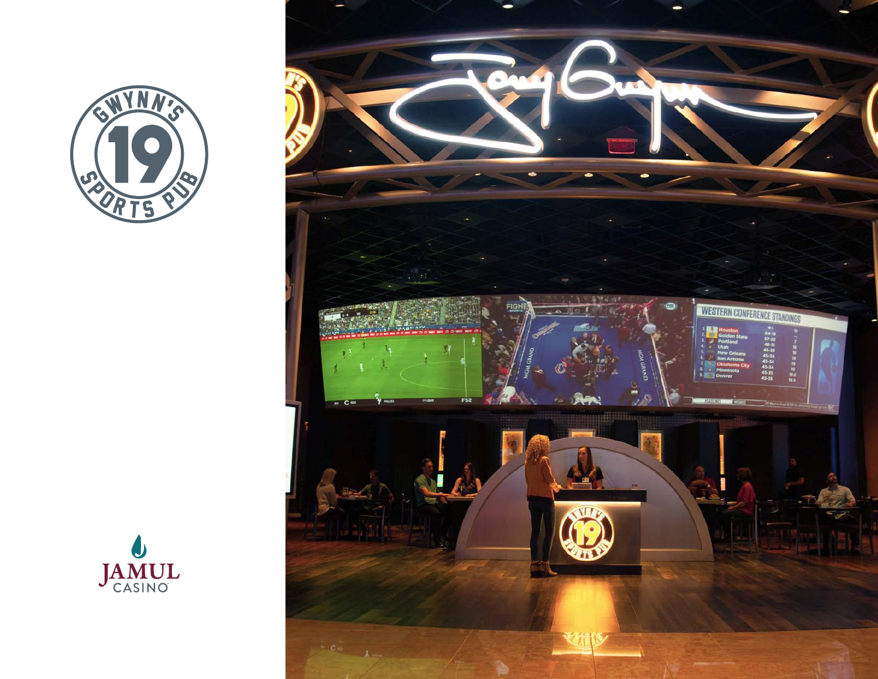GWYNN'S 19 SPORTS PUB

JAMUL CASINO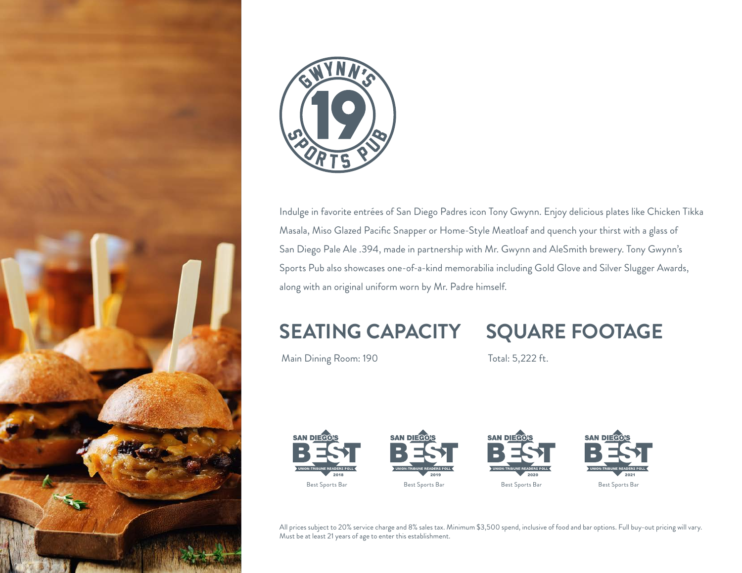GWYNN'S 19 SPORTS PUB

Indulge in favorite entrées of San Diego Padres icon Tony Gwynn. Enjoy delicious plates like Chicken Tikka Masala, Miso Glazed Pacific Snapper or Home-Style Meatloaf and quench your thirst with a glass of San Diego Pale Ale .394, made in partnership with Mr. Gwynn and AleSmith brewery. Tony Gwynn's Sports Pub also showcases one-of-a-kind memorabilia including Gold Glove and Silver Slugger Awards, along with an original uniform worn by Mr. Padre himself.

## SEATING CAPACITY

Main Dining Room: 190

## SQUARE FOOTAGE

Total: 5,222 ft.

SAN DIEGO'S BEST – UNION-TRIBUNE READERS POLL 2018 – Best Sports Bar

SAN DIEGO'S BEST – UNION-TRIBUNE READERS POLL 2019 – Best Sports Bar

SAN DIEGO'S BEST – UNION-TRIBUNE READERS POLL 2020 – Best Sports Bar

SAN DIEGO'S BEST – UNION-TRIBUNE READERS POLL 2021 – Best Sports Bar

All prices subject to 20% service charge and 8% sales tax. Minimum $3,500 spend, inclusive of food and bar options. Full buy-out pricing will vary. Must be at least 21 years of age to enter this establishment.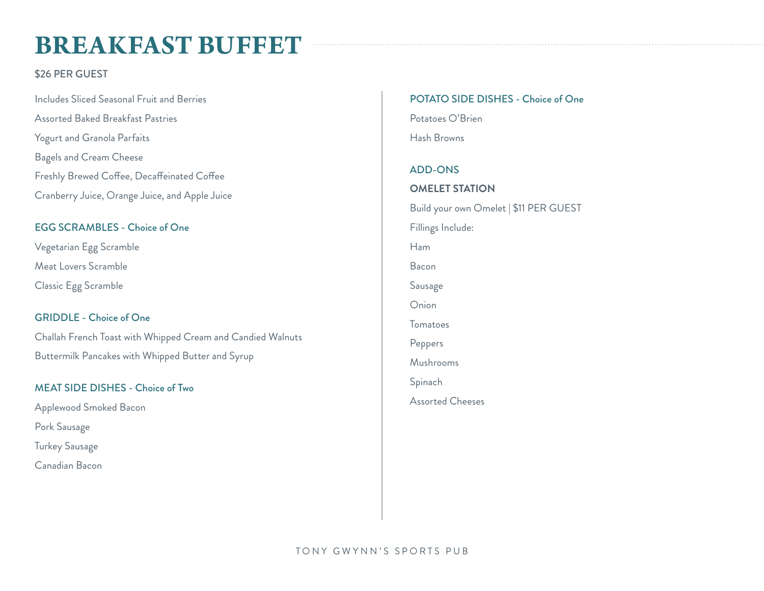# BREAKFAST BUFFET

$26 PER GUEST

Includes Sliced Seasonal Fruit and Berries

Assorted Baked Breakfast Pastries

Yogurt and Granola Parfaits

Bagels and Cream Cheese

Freshly Brewed Coffee, Decaffeinated Coffee

Cranberry Juice, Orange Juice, and Apple Juice

## EGG SCRAMBLES - Choice of One

Vegetarian Egg Scramble

Meat Lovers Scramble

Classic Egg Scramble

## GRIDDLE - Choice of One

Challah French Toast with Whipped Cream and Candied Walnuts

Buttermilk Pancakes with Whipped Butter and Syrup

## MEAT SIDE DISHES - Choice of Two

Applewood Smoked Bacon

Pork Sausage

Turkey Sausage

Canadian Bacon

## POTATO SIDE DISHES - Choice of One

Potatoes O'Brien

Hash Browns

## ADD-ONS

### OMELET STATION

Build your own Omelet | $11 PER GUEST

Fillings Include:

Ham

Bacon

Sausage

Onion

Tomatoes

Peppers

Mushrooms

Spinach

Assorted Cheeses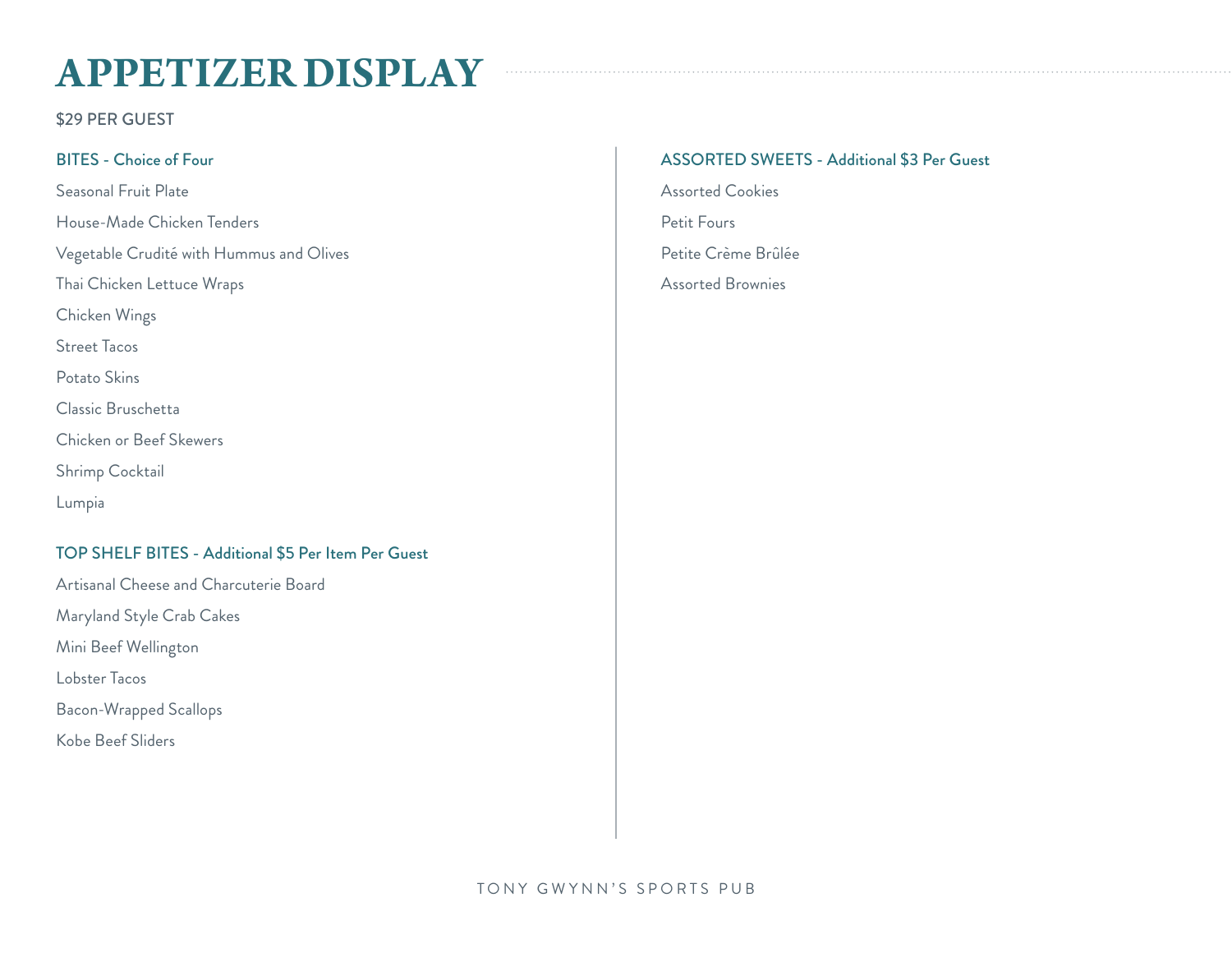# APPETIZER DISPLAY

$29 PER GUEST

## BITES - Choice of Four

Seasonal Fruit Plate

House-Made Chicken Tenders

Vegetable Crudité with Hummus and Olives

Thai Chicken Lettuce Wraps

Chicken Wings

Street Tacos

Potato Skins

Classic Bruschetta

Chicken or Beef Skewers

Shrimp Cocktail

Lumpia

## TOP SHELF BITES - Additional $5 Per Item Per Guest

Artisanal Cheese and Charcuterie Board

Maryland Style Crab Cakes

Mini Beef Wellington

Lobster Tacos

Bacon-Wrapped Scallops

Kobe Beef Sliders

## ASSORTED SWEETS - Additional $3 Per Guest

Assorted Cookies

Petit Fours

Petite Crème Brûlée

Assorted Brownies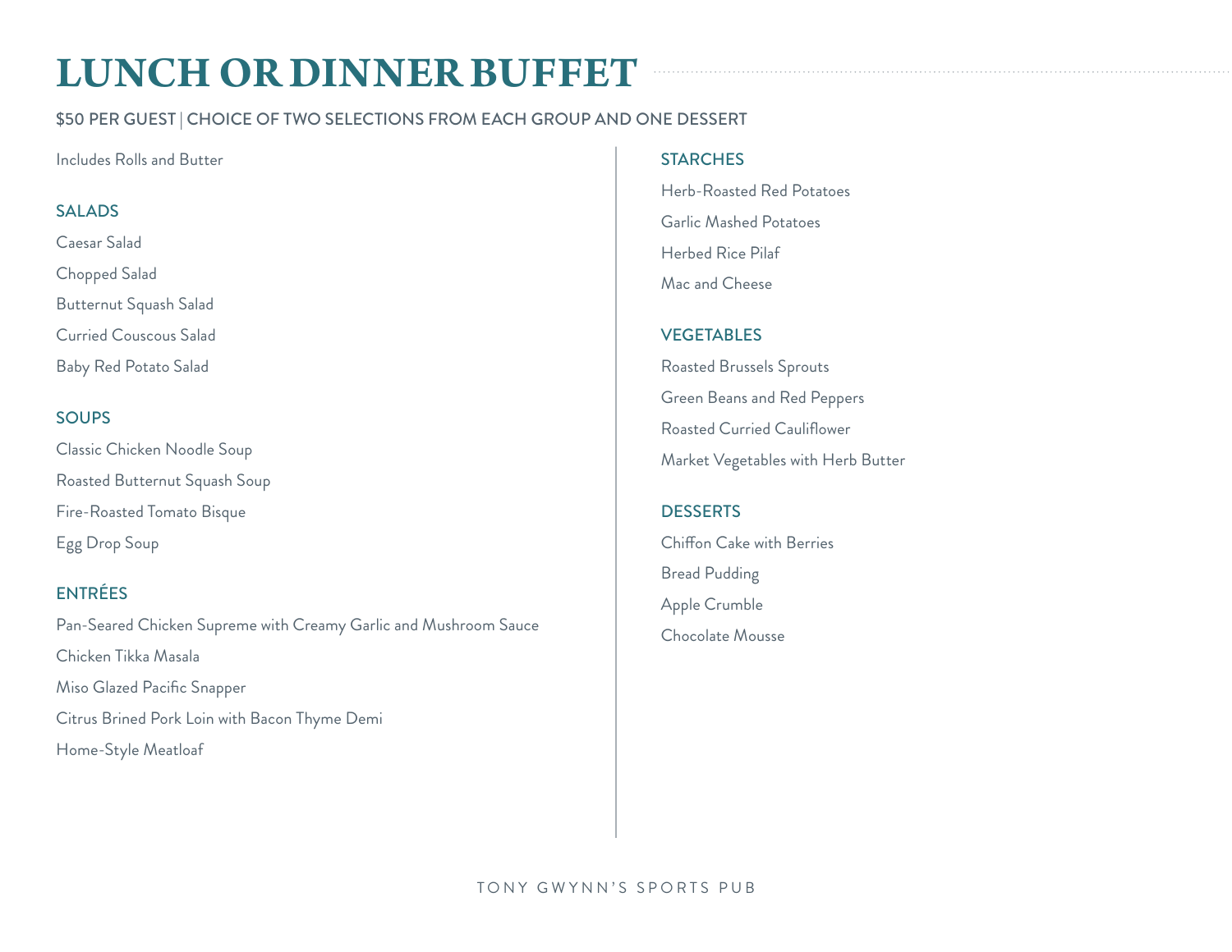# LUNCH OR DINNER BUFFET

$50 PER GUEST | CHOICE OF TWO SELECTIONS FROM EACH GROUP AND ONE DESSERT

Includes Rolls and Butter

## SALADS

Caesar Salad

Chopped Salad

Butternut Squash Salad

Curried Couscous Salad

Baby Red Potato Salad

## SOUPS

Classic Chicken Noodle Soup

Roasted Butternut Squash Soup

Fire-Roasted Tomato Bisque

Egg Drop Soup

## ENTRÉES

Pan-Seared Chicken Supreme with Creamy Garlic and Mushroom Sauce

Chicken Tikka Masala

Miso Glazed Pacific Snapper

Citrus Brined Pork Loin with Bacon Thyme Demi

Home-Style Meatloaf

## STARCHES

Herb-Roasted Red Potatoes

Garlic Mashed Potatoes

Herbed Rice Pilaf

Mac and Cheese

## VEGETABLES

Roasted Brussels Sprouts

Green Beans and Red Peppers

Roasted Curried Cauliflower

Market Vegetables with Herb Butter

## DESSERTS

Chiffon Cake with Berries

Bread Pudding

Apple Crumble

Chocolate Mousse